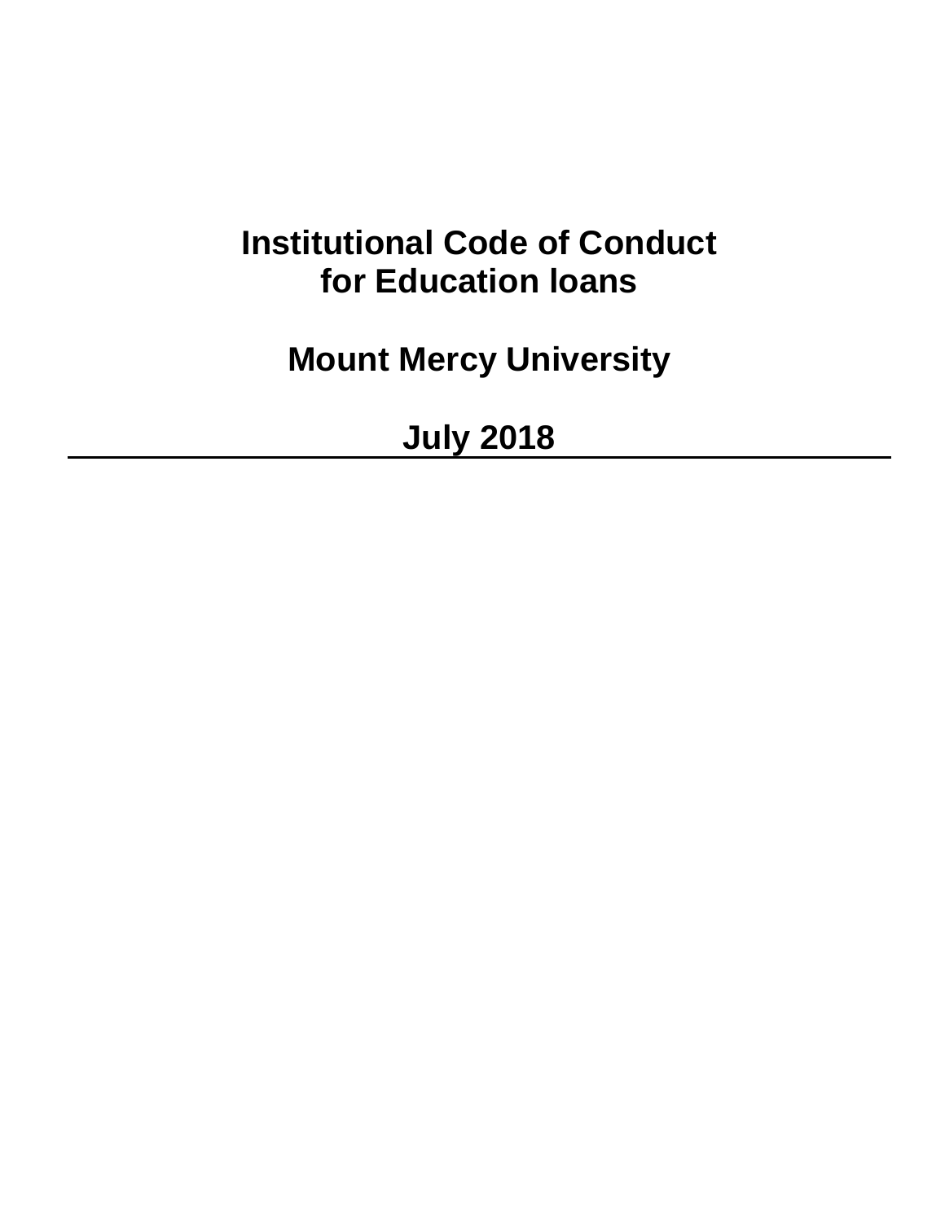# Institutional Code of Conduct for Education loans

## Mount Mercy University

## July 2018

---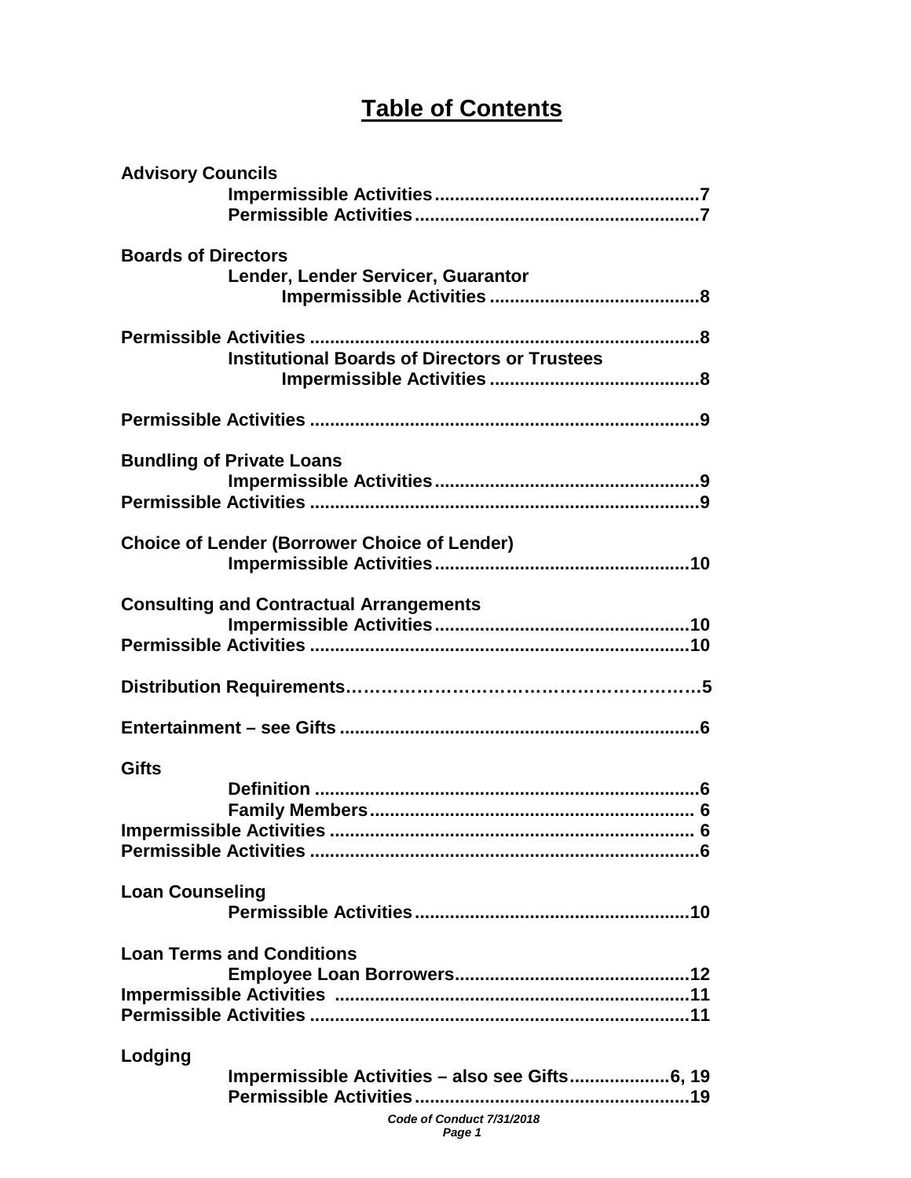# Table of Contents

**Advisory Councils**

- **Impermissible Activities....................................................7**
- **Permissible Activities........................................................7**

**Boards of Directors**

- **Lender, Lender Servicer, Guarantor**
  - **Impermissible Activities ..........................................8**

**Permissible Activities .............................................................................8**

- **Institutional Boards of Directors or Trustees**
  - **Impermissible Activities ..........................................8**

**Permissible Activities .............................................................................9**

**Bundling of Private Loans**

- **Impermissible Activities....................................................9**

**Permissible Activities .............................................................................9**

**Choice of Lender (Borrower Choice of Lender)**

- **Impermissible Activities..................................................10**

**Consulting and Contractual Arrangements**

- **Impermissible Activities..................................................10**

**Permissible Activities ...........................................................................10**

**Distribution Requirements……………………………………………………5**

**Entertainment – see Gifts .......................................................................6**

**Gifts**

- **Definition ............................................................................6**
- **Family Members................................................................ 6**

**Impermissible Activities ........................................................................ 6**

**Permissible Activities .............................................................................6**

**Loan Counseling**

- **Permissible Activities......................................................10**

**Loan Terms and Conditions**

- **Employee Loan Borrowers...............................................12**

**Impermissible Activities .......................................................................11**

**Permissible Activities ...........................................................................11**

**Lodging**

- **Impermissible Activities – also see Gifts....................6, 19**
- **Permissible Activities......................................................19**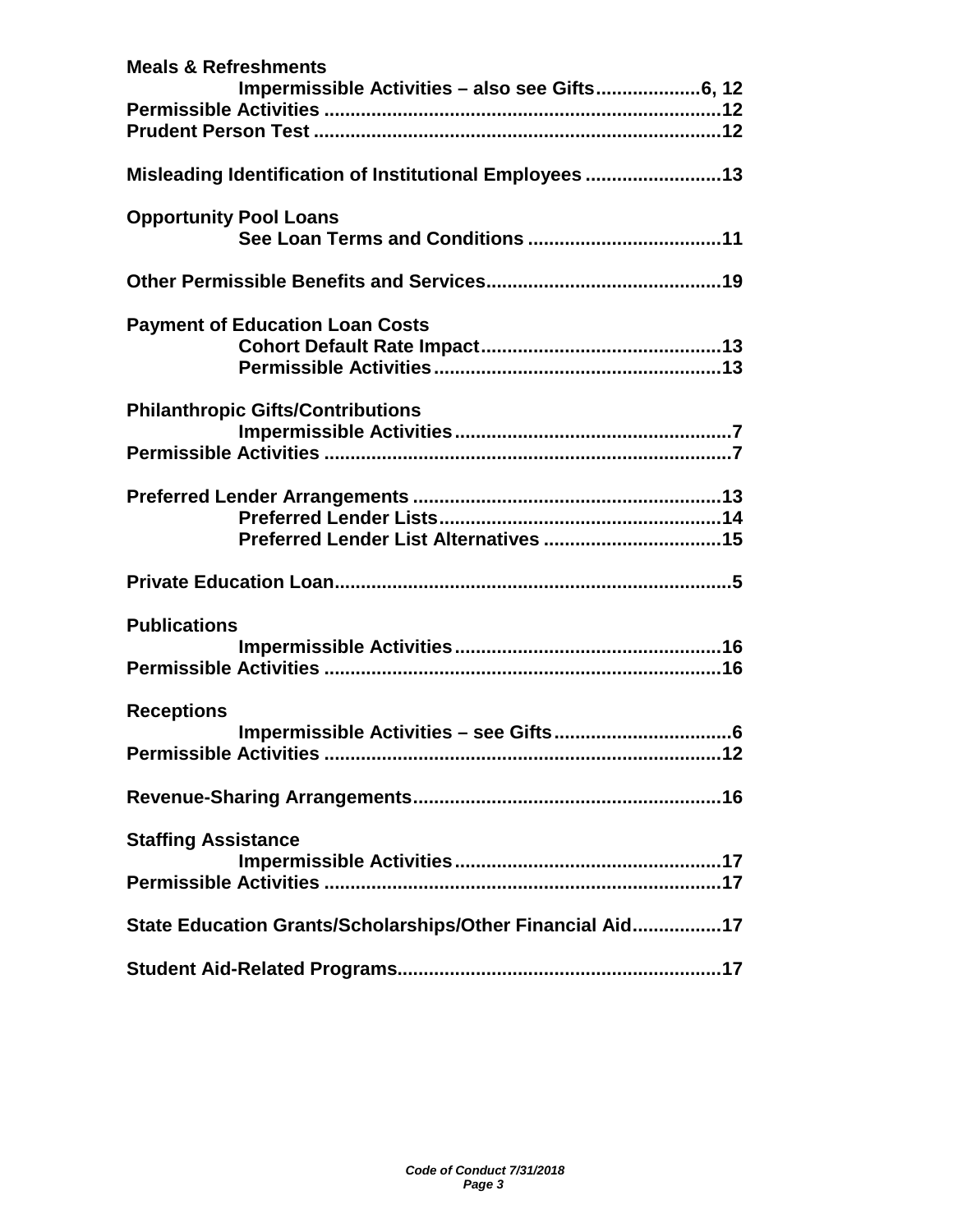**Meals & Refreshments**

- **Impermissible Activities – also see Gifts....................6, 12**

**Permissible Activities ............................................................................12**

**Prudent Person Test ..............................................................................12**

**Misleading Identification of Institutional Employees ..........................13**

**Opportunity Pool Loans**

- **See Loan Terms and Conditions .....................................11**

**Other Permissible Benefits and Services.............................................19**

**Payment of Education Loan Costs**

- **Cohort Default Rate Impact..............................................13**
- **Permissible Activities.......................................................13**

**Philanthropic Gifts/Contributions**

- **Impermissible Activities.....................................................7**

**Permissible Activities ..............................................................................7**

**Preferred Lender Arrangements ...........................................................13**

- **Preferred Lender Lists.....................................................14**
- **Preferred Lender List Alternatives ..................................15**

**Private Education Loan............................................................................5**

**Publications**

- **Impermissible Activities...................................................16**

**Permissible Activities ............................................................................16**

**Receptions**

- **Impermissible Activities – see Gifts..................................6**

**Permissible Activities ............................................................................12**

**Revenue-Sharing Arrangements...........................................................16**

**Staffing Assistance**

- **Impermissible Activities...................................................17**

**Permissible Activities ............................................................................17**

**State Education Grants/Scholarships/Other Financial Aid.................17**

**Student Aid-Related Programs..............................................................17**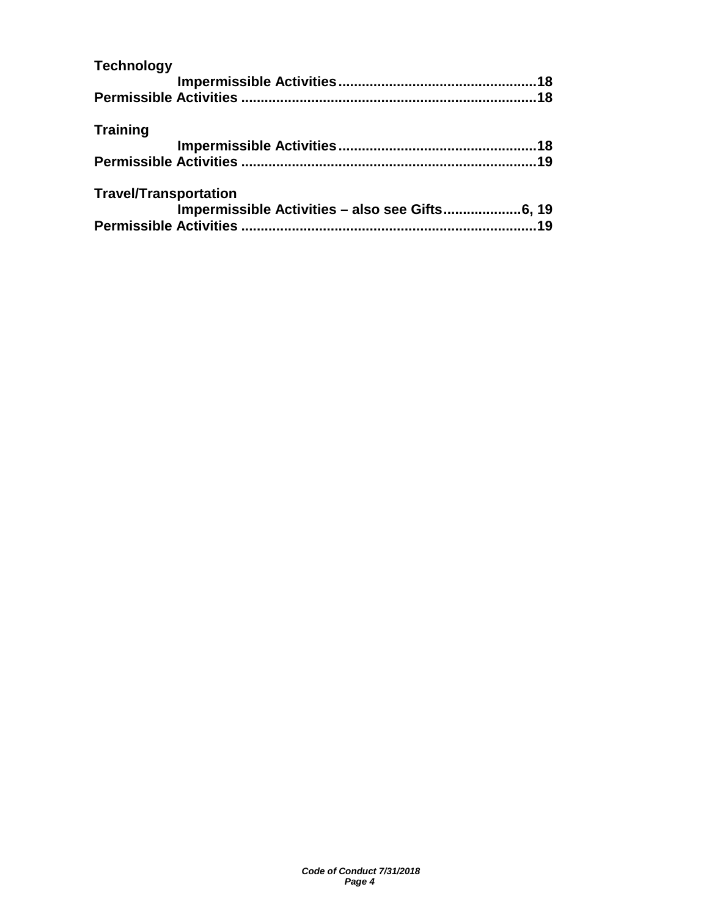**Technology**

**Impermissible Activities ..................................................18**
**Permissible Activities ..........................................................................18**

**Training**

**Impermissible Activities ..................................................18**
**Permissible Activities ..........................................................................19**

**Travel/Transportation**

**Impermissible Activities – also see Gifts....................6, 19**
**Permissible Activities ..........................................................................19**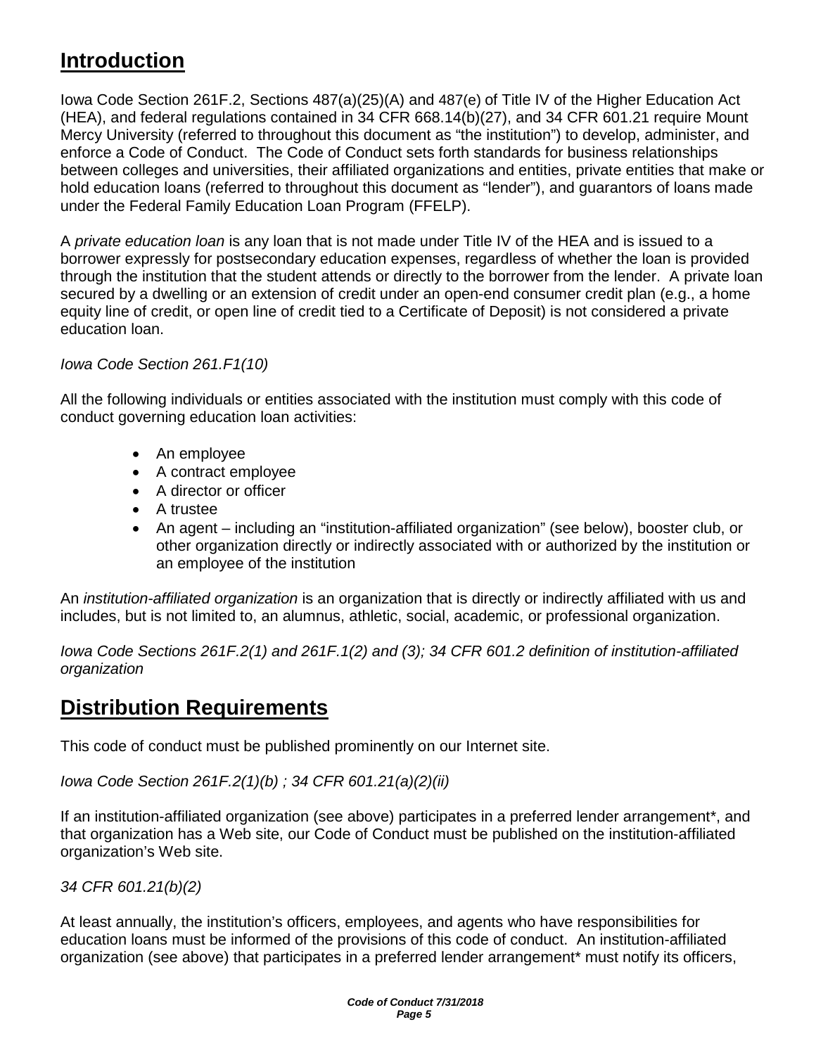## **Introduction**

Iowa Code Section 261F.2, Sections 487(a)(25)(A) and 487(e) of Title IV of the Higher Education Act (HEA), and federal regulations contained in 34 CFR 668.14(b)(27), and 34 CFR 601.21 require Mount Mercy University (referred to throughout this document as "the institution") to develop, administer, and enforce a Code of Conduct. The Code of Conduct sets forth standards for business relationships between colleges and universities, their affiliated organizations and entities, private entities that make or hold education loans (referred to throughout this document as "lender"), and guarantors of loans made under the Federal Family Education Loan Program (FFELP).

A *private education loan* is any loan that is not made under Title IV of the HEA and is issued to a borrower expressly for postsecondary education expenses, regardless of whether the loan is provided through the institution that the student attends or directly to the borrower from the lender. A private loan secured by a dwelling or an extension of credit under an open-end consumer credit plan (e.g., a home equity line of credit, or open line of credit tied to a Certificate of Deposit) is not considered a private education loan.

*Iowa Code Section 261.F1(10)*

All the following individuals or entities associated with the institution must comply with this code of conduct governing education loan activities:

- An employee
- A contract employee
- A director or officer
- A trustee
- An agent – including an "institution-affiliated organization" (see below), booster club, or other organization directly or indirectly associated with or authorized by the institution or an employee of the institution

An *institution-affiliated organization* is an organization that is directly or indirectly affiliated with us and includes, but is not limited to, an alumnus, athletic, social, academic, or professional organization.

*Iowa Code Sections 261F.2(1) and 261F.1(2) and (3); 34 CFR 601.2 definition of institution-affiliated organization*

## **Distribution Requirements**

This code of conduct must be published prominently on our Internet site.

*Iowa Code Section 261F.2(1)(b) ; 34 CFR 601.21(a)(2)(ii)*

If an institution-affiliated organization (see above) participates in a preferred lender arrangement*, and that organization has a Web site, our Code of Conduct must be published on the institution-affiliated organization's Web site.

*34 CFR 601.21(b)(2)*

At least annually, the institution's officers, employees, and agents who have responsibilities for education loans must be informed of the provisions of this code of conduct. An institution-affiliated organization (see above) that participates in a preferred lender arrangement* must notify its officers,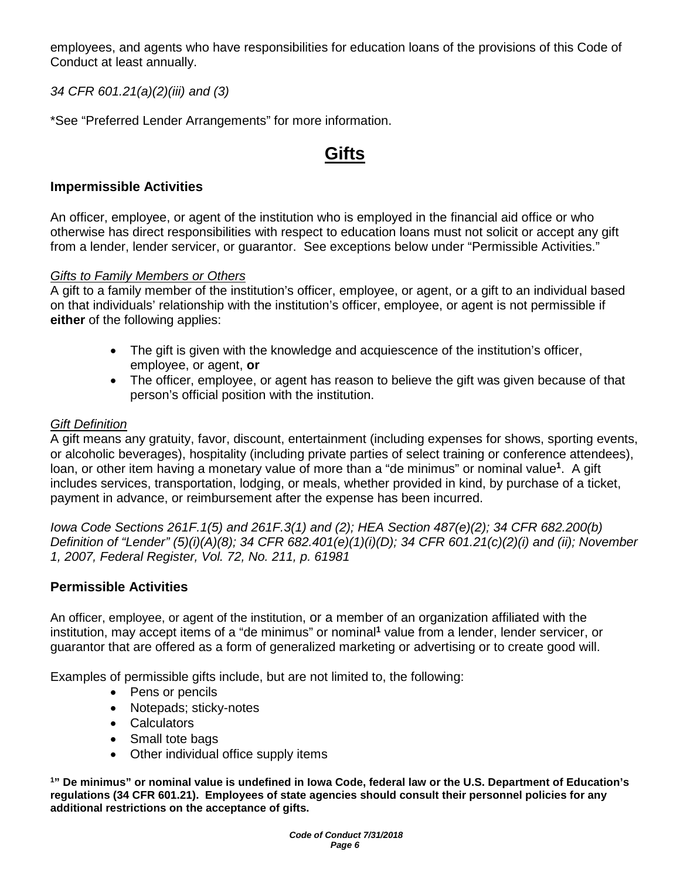employees, and agents who have responsibilities for education loans of the provisions of this Code of Conduct at least annually.

*34 CFR 601.21(a)(2)(iii) and (3)*

*See "Preferred Lender Arrangements" for more information.

## Gifts

### Impermissible Activities

An officer, employee, or agent of the institution who is employed in the financial aid office or who otherwise has direct responsibilities with respect to education loans must not solicit or accept any gift from a lender, lender servicer, or guarantor. See exceptions below under "Permissible Activities."

*Gifts to Family Members or Others*

A gift to a family member of the institution's officer, employee, or agent, or a gift to an individual based on that individuals' relationship with the institution's officer, employee, or agent is not permissible if **either** of the following applies:

- The gift is given with the knowledge and acquiescence of the institution's officer, employee, or agent, **or**
- The officer, employee, or agent has reason to believe the gift was given because of that person's official position with the institution.

*Gift Definition*

A gift means any gratuity, favor, discount, entertainment (including expenses for shows, sporting events, or alcoholic beverages), hospitality (including private parties of select training or conference attendees), loan, or other item having a monetary value of more than a "de minimus" or nominal value[1]. A gift includes services, transportation, lodging, or meals, whether provided in kind, by purchase of a ticket, payment in advance, or reimbursement after the expense has been incurred.

*Iowa Code Sections 261F.1(5) and 261F.3(1) and (2); HEA Section 487(e)(2); 34 CFR 682.200(b) Definition of "Lender" (5)(i)(A)(8); 34 CFR 682.401(e)(1)(i)(D); 34 CFR 601.21(c)(2)(i) and (ii); November 1, 2007, Federal Register, Vol. 72, No. 211, p. 61981*

### Permissible Activities

An officer, employee, or agent of the institution, or a member of an organization affiliated with the institution, may accept items of a "de minimus" or nominal[1] value from a lender, lender servicer, or guarantor that are offered as a form of generalized marketing or advertising or to create good will.

Examples of permissible gifts include, but are not limited to, the following:

- Pens or pencils
- Notepads; sticky-notes
- Calculators
- Small tote bags
- Other individual office supply items

**[1]" De minimus" or nominal value is undefined in Iowa Code, federal law or the U.S. Department of Education's regulations (34 CFR 601.21). Employees of state agencies should consult their personnel policies for any additional restrictions on the acceptance of gifts.**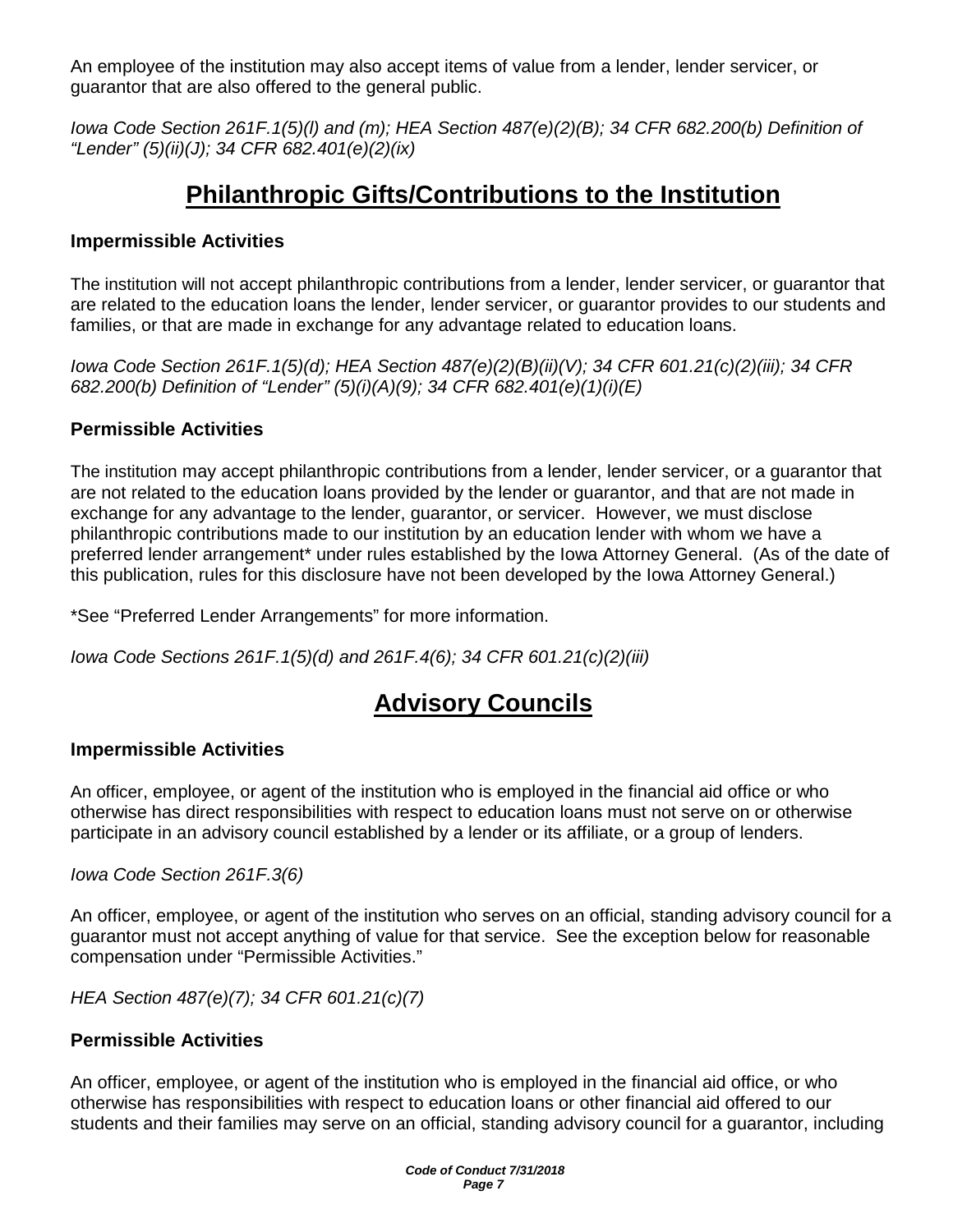An employee of the institution may also accept items of value from a lender, lender servicer, or guarantor that are also offered to the general public.

*Iowa Code Section 261F.1(5)(l) and (m); HEA Section 487(e)(2)(B); 34 CFR 682.200(b) Definition of "Lender" (5)(ii)(J); 34 CFR 682.401(e)(2)(ix)*

# Philanthropic Gifts/Contributions to the Institution

### Impermissible Activities

The institution will not accept philanthropic contributions from a lender, lender servicer, or guarantor that are related to the education loans the lender, lender servicer, or guarantor provides to our students and families, or that are made in exchange for any advantage related to education loans.

*Iowa Code Section 261F.1(5)(d); HEA Section 487(e)(2)(B)(ii)(V); 34 CFR 601.21(c)(2)(iii); 34 CFR 682.200(b) Definition of "Lender" (5)(i)(A)(9); 34 CFR 682.401(e)(1)(i)(E)*

### Permissible Activities

The institution may accept philanthropic contributions from a lender, lender servicer, or a guarantor that are not related to the education loans provided by the lender or guarantor, and that are not made in exchange for any advantage to the lender, guarantor, or servicer. However, we must disclose philanthropic contributions made to our institution by an education lender with whom we have a preferred lender arrangement* under rules established by the Iowa Attorney General. (As of the date of this publication, rules for this disclosure have not been developed by the Iowa Attorney General.)

*See "Preferred Lender Arrangements" for more information.

*Iowa Code Sections 261F.1(5)(d) and 261F.4(6); 34 CFR 601.21(c)(2)(iii)*

# Advisory Councils

### Impermissible Activities

An officer, employee, or agent of the institution who is employed in the financial aid office or who otherwise has direct responsibilities with respect to education loans must not serve on or otherwise participate in an advisory council established by a lender or its affiliate, or a group of lenders.

*Iowa Code Section 261F.3(6)*

An officer, employee, or agent of the institution who serves on an official, standing advisory council for a guarantor must not accept anything of value for that service. See the exception below for reasonable compensation under "Permissible Activities."

*HEA Section 487(e)(7); 34 CFR 601.21(c)(7)*

### Permissible Activities

An officer, employee, or agent of the institution who is employed in the financial aid office, or who otherwise has responsibilities with respect to education loans or other financial aid offered to our students and their families may serve on an official, standing advisory council for a guarantor, including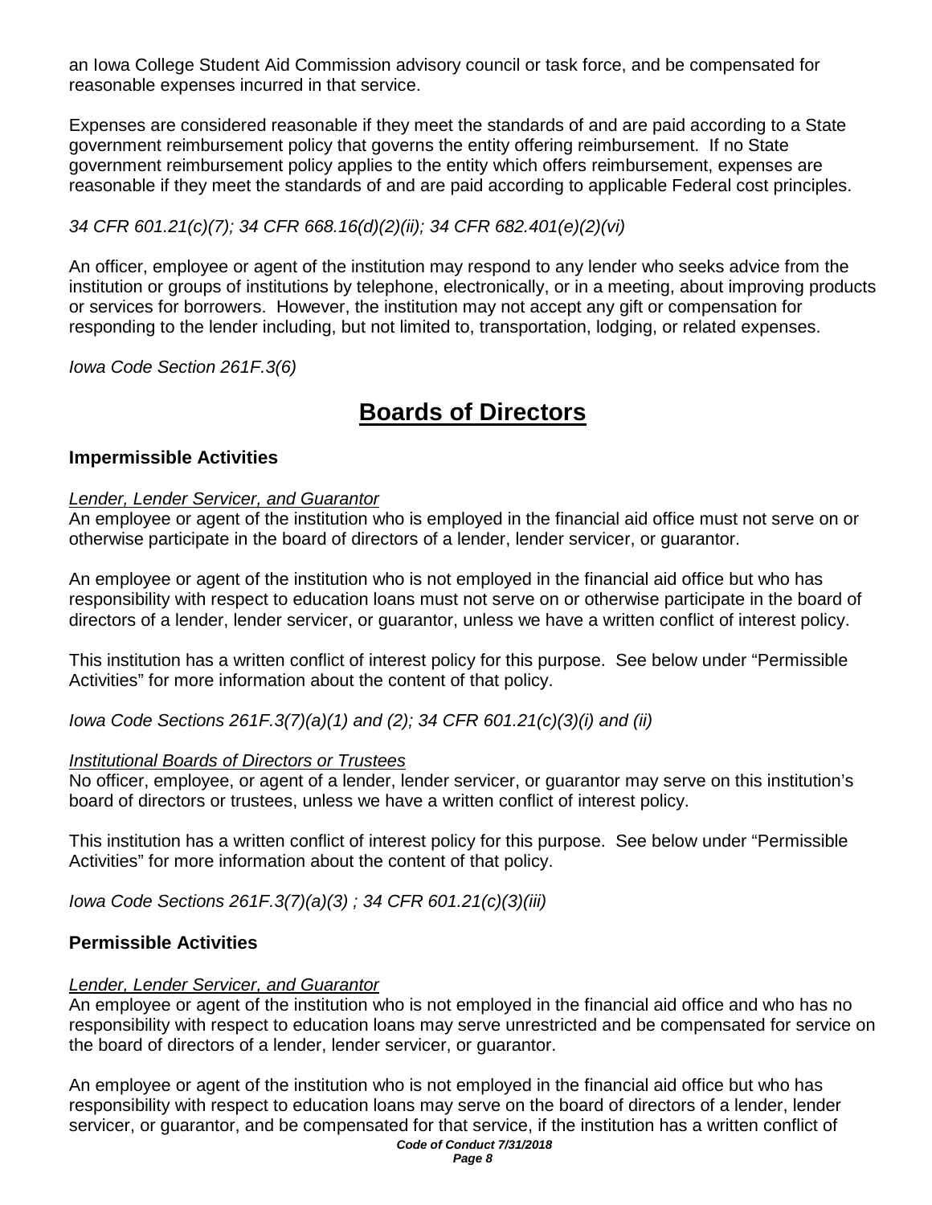an Iowa College Student Aid Commission advisory council or task force, and be compensated for reasonable expenses incurred in that service.

Expenses are considered reasonable if they meet the standards of and are paid according to a State government reimbursement policy that governs the entity offering reimbursement. If no State government reimbursement policy applies to the entity which offers reimbursement, expenses are reasonable if they meet the standards of and are paid according to applicable Federal cost principles.

*34 CFR 601.21(c)(7); 34 CFR 668.16(d)(2)(ii); 34 CFR 682.401(e)(2)(vi)*

An officer, employee or agent of the institution may respond to any lender who seeks advice from the institution or groups of institutions by telephone, electronically, or in a meeting, about improving products or services for borrowers. However, the institution may not accept any gift or compensation for responding to the lender including, but not limited to, transportation, lodging, or related expenses.

*Iowa Code Section 261F.3(6)*

# Boards of Directors

### Impermissible Activities

*Lender, Lender Servicer, and Guarantor*

An employee or agent of the institution who is employed in the financial aid office must not serve on or otherwise participate in the board of directors of a lender, lender servicer, or guarantor.

An employee or agent of the institution who is not employed in the financial aid office but who has responsibility with respect to education loans must not serve on or otherwise participate in the board of directors of a lender, lender servicer, or guarantor, unless we have a written conflict of interest policy.

This institution has a written conflict of interest policy for this purpose. See below under "Permissible Activities" for more information about the content of that policy.

*Iowa Code Sections 261F.3(7)(a)(1) and (2); 34 CFR 601.21(c)(3)(i) and (ii)*

*Institutional Boards of Directors or Trustees*

No officer, employee, or agent of a lender, lender servicer, or guarantor may serve on this institution's board of directors or trustees, unless we have a written conflict of interest policy.

This institution has a written conflict of interest policy for this purpose. See below under "Permissible Activities" for more information about the content of that policy.

*Iowa Code Sections 261F.3(7)(a)(3) ; 34 CFR 601.21(c)(3)(iii)*

### Permissible Activities

*Lender, Lender Servicer, and Guarantor*

An employee or agent of the institution who is not employed in the financial aid office and who has no responsibility with respect to education loans may serve unrestricted and be compensated for service on the board of directors of a lender, lender servicer, or guarantor.

An employee or agent of the institution who is not employed in the financial aid office but who has responsibility with respect to education loans may serve on the board of directors of a lender, lender servicer, or guarantor, and be compensated for that service, if the institution has a written conflict of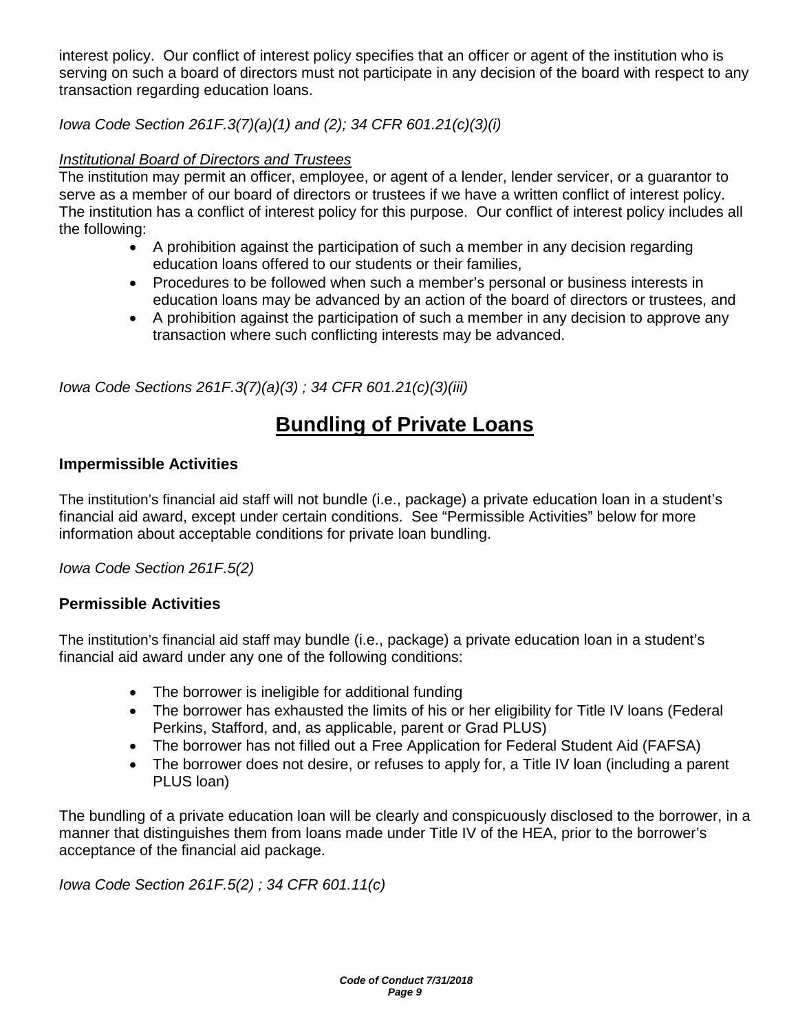interest policy.  Our conflict of interest policy specifies that an officer or agent of the institution who is serving on such a board of directors must not participate in any decision of the board with respect to any transaction regarding education loans.

*Iowa Code Section 261F.3(7)(a)(1) and (2); 34 CFR 601.21(c)(3)(i)*

*Institutional Board of Directors and Trustees*

The institution may permit an officer, employee, or agent of a lender, lender servicer, or a guarantor to serve as a member of our board of directors or trustees if we have a written conflict of interest policy. The institution has a conflict of interest policy for this purpose.  Our conflict of interest policy includes all the following:

- A prohibition against the participation of such a member in any decision regarding education loans offered to our students or their families,
- Procedures to be followed when such a member's personal or business interests in education loans may be advanced by an action of the board of directors or trustees, and
- A prohibition against the participation of such a member in any decision to approve any transaction where such conflicting interests may be advanced.

*Iowa Code Sections 261F.3(7)(a)(3) ; 34 CFR 601.21(c)(3)(iii)*

# Bundling of Private Loans

### Impermissible Activities

The institution's financial aid staff will not bundle (i.e., package) a private education loan in a student's financial aid award, except under certain conditions.  See "Permissible Activities" below for more information about acceptable conditions for private loan bundling.

*Iowa Code Section 261F.5(2)*

### Permissible Activities

The institution's financial aid staff may bundle (i.e., package) a private education loan in a student's financial aid award under any one of the following conditions:

- The borrower is ineligible for additional funding
- The borrower has exhausted the limits of his or her eligibility for Title IV loans (Federal Perkins, Stafford, and, as applicable, parent or Grad PLUS)
- The borrower has not filled out a Free Application for Federal Student Aid (FAFSA)
- The borrower does not desire, or refuses to apply for, a Title IV loan (including a parent PLUS loan)

The bundling of a private education loan will be clearly and conspicuously disclosed to the borrower, in a manner that distinguishes them from loans made under Title IV of the HEA, prior to the borrower's acceptance of the financial aid package.

*Iowa Code Section 261F.5(2) ; 34 CFR 601.11(c)*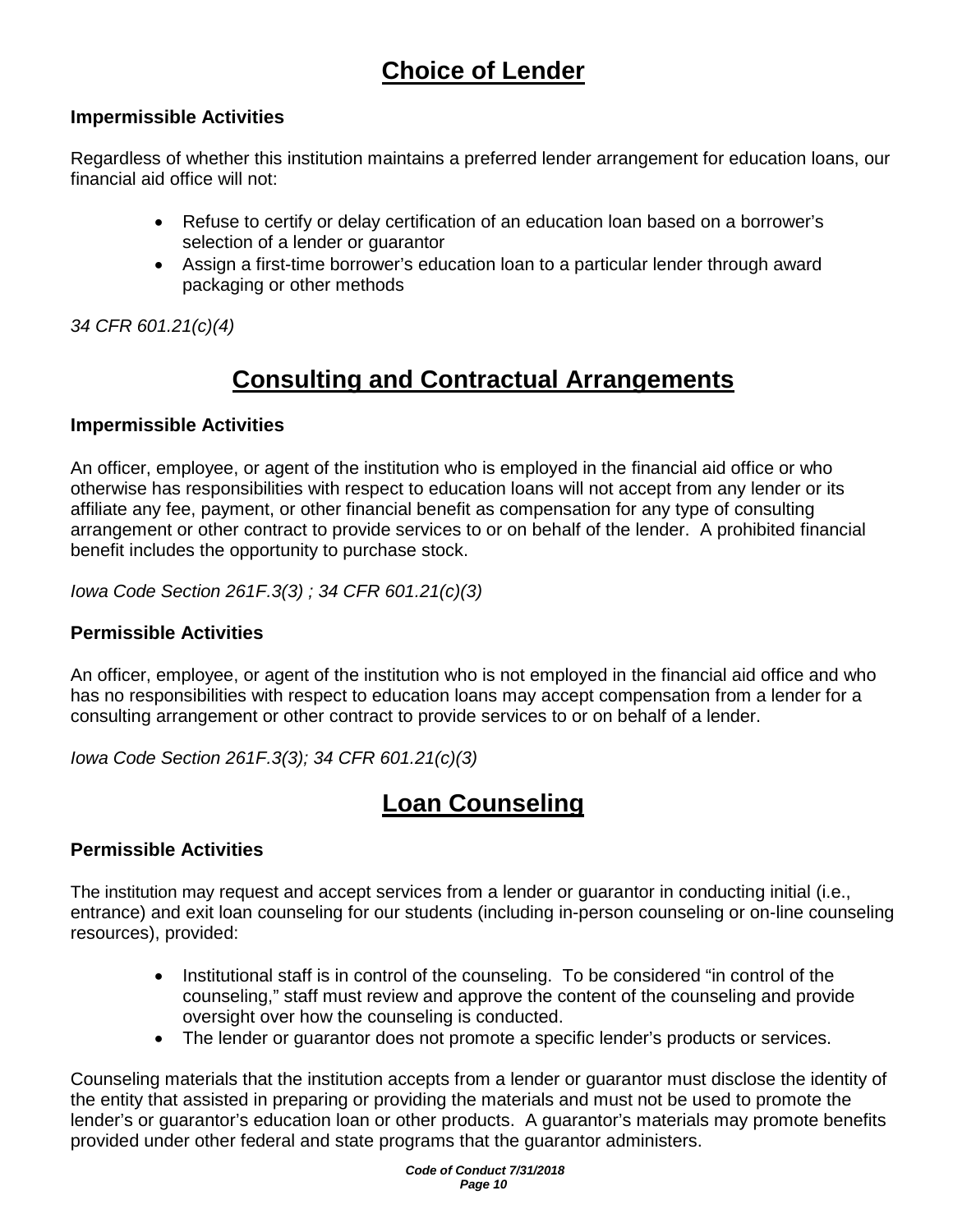## Choice of Lender

### Impermissible Activities

Regardless of whether this institution maintains a preferred lender arrangement for education loans, our financial aid office will not:

- Refuse to certify or delay certification of an education loan based on a borrower's selection of a lender or guarantor
- Assign a first-time borrower's education loan to a particular lender through award packaging or other methods

*34 CFR 601.21(c)(4)*

## Consulting and Contractual Arrangements

### Impermissible Activities

An officer, employee, or agent of the institution who is employed in the financial aid office or who otherwise has responsibilities with respect to education loans will not accept from any lender or its affiliate any fee, payment, or other financial benefit as compensation for any type of consulting arrangement or other contract to provide services to or on behalf of the lender. A prohibited financial benefit includes the opportunity to purchase stock.

*Iowa Code Section 261F.3(3) ; 34 CFR 601.21(c)(3)*

### Permissible Activities

An officer, employee, or agent of the institution who is not employed in the financial aid office and who has no responsibilities with respect to education loans may accept compensation from a lender for a consulting arrangement or other contract to provide services to or on behalf of a lender.

*Iowa Code Section 261F.3(3); 34 CFR 601.21(c)(3)*

## Loan Counseling

### Permissible Activities

The institution may request and accept services from a lender or guarantor in conducting initial (i.e., entrance) and exit loan counseling for our students (including in-person counseling or on-line counseling resources), provided:

- Institutional staff is in control of the counseling. To be considered "in control of the counseling," staff must review and approve the content of the counseling and provide oversight over how the counseling is conducted.
- The lender or guarantor does not promote a specific lender's products or services.

Counseling materials that the institution accepts from a lender or guarantor must disclose the identity of the entity that assisted in preparing or providing the materials and must not be used to promote the lender's or guarantor's education loan or other products. A guarantor's materials may promote benefits provided under other federal and state programs that the guarantor administers.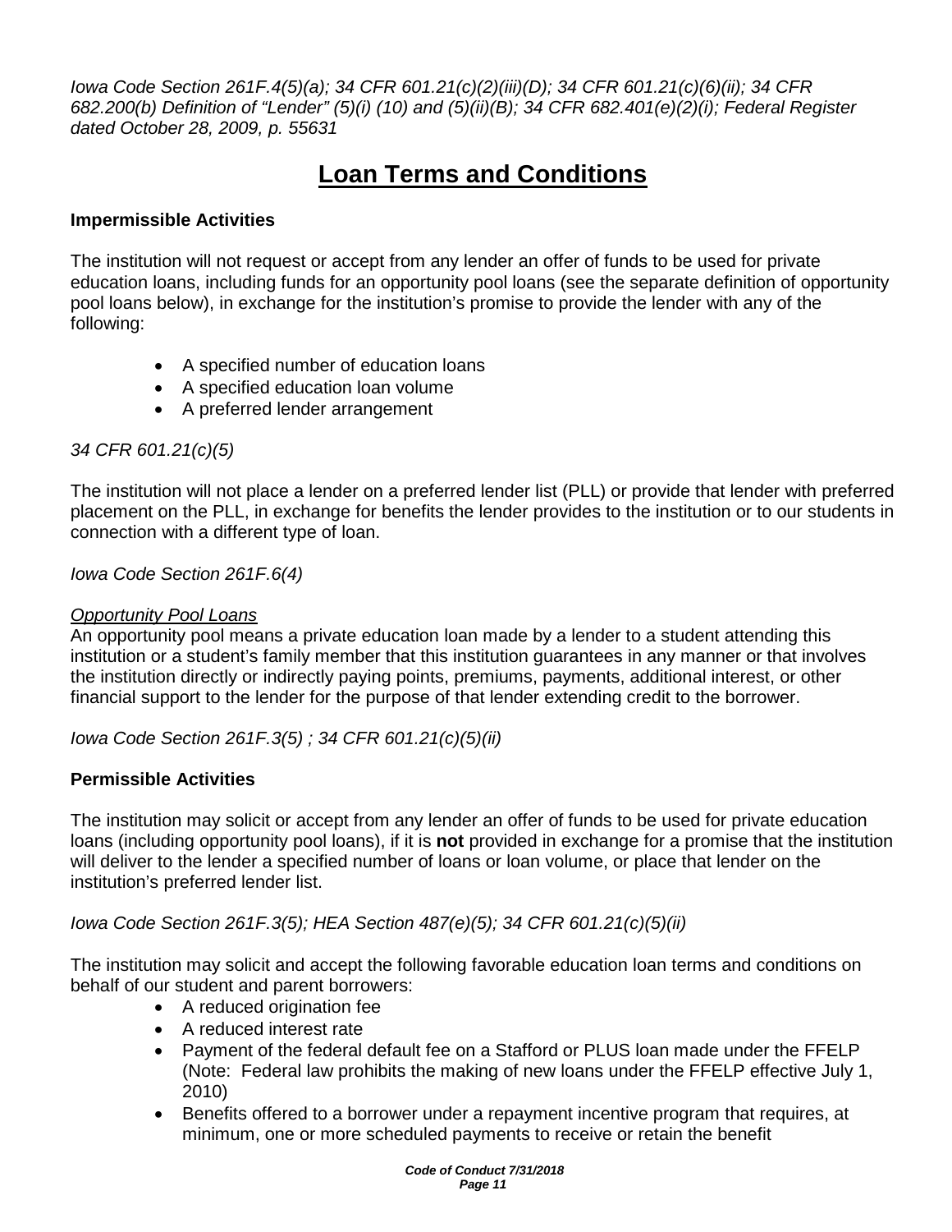*Iowa Code Section 261F.4(5)(a); 34 CFR 601.21(c)(2)(iii)(D); 34 CFR 601.21(c)(6)(ii); 34 CFR 682.200(b) Definition of "Lender" (5)(i) (10) and (5)(ii)(B); 34 CFR 682.401(e)(2)(i); Federal Register dated October 28, 2009, p. 55631*

# Loan Terms and Conditions

### Impermissible Activities

The institution will not request or accept from any lender an offer of funds to be used for private education loans, including funds for an opportunity pool loans (see the separate definition of opportunity pool loans below), in exchange for the institution's promise to provide the lender with any of the following:

- A specified number of education loans
- A specified education loan volume
- A preferred lender arrangement

*34 CFR 601.21(c)(5)*

The institution will not place a lender on a preferred lender list (PLL) or provide that lender with preferred placement on the PLL, in exchange for benefits the lender provides to the institution or to our students in connection with a different type of loan.

*Iowa Code Section 261F.6(4)*

*Opportunity Pool Loans*

An opportunity pool means a private education loan made by a lender to a student attending this institution or a student's family member that this institution guarantees in any manner or that involves the institution directly or indirectly paying points, premiums, payments, additional interest, or other financial support to the lender for the purpose of that lender extending credit to the borrower.

*Iowa Code Section 261F.3(5) ; 34 CFR 601.21(c)(5)(ii)*

### Permissible Activities

The institution may solicit or accept from any lender an offer of funds to be used for private education loans (including opportunity pool loans), if it is **not** provided in exchange for a promise that the institution will deliver to the lender a specified number of loans or loan volume, or place that lender on the institution's preferred lender list.

*Iowa Code Section 261F.3(5); HEA Section 487(e)(5); 34 CFR 601.21(c)(5)(ii)*

The institution may solicit and accept the following favorable education loan terms and conditions on behalf of our student and parent borrowers:

- A reduced origination fee
- A reduced interest rate
- Payment of the federal default fee on a Stafford or PLUS loan made under the FFELP (Note: Federal law prohibits the making of new loans under the FFELP effective July 1, 2010)
- Benefits offered to a borrower under a repayment incentive program that requires, at minimum, one or more scheduled payments to receive or retain the benefit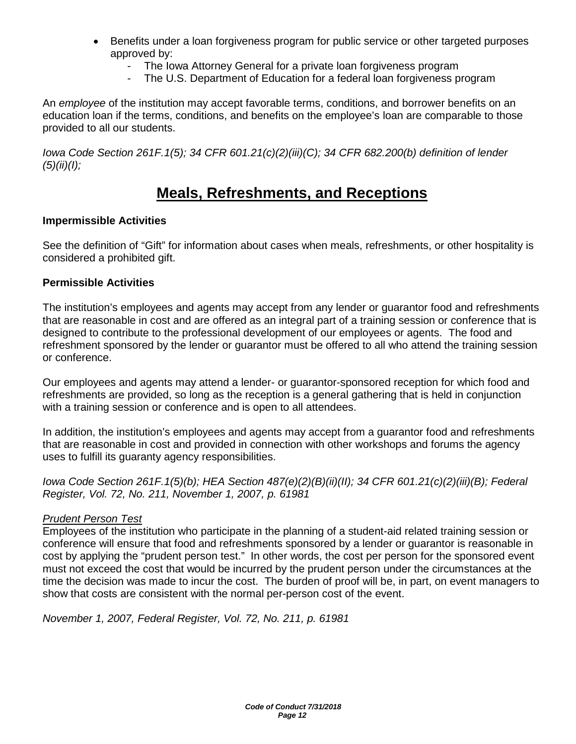- Benefits under a loan forgiveness program for public service or other targeted purposes approved by:
  - The Iowa Attorney General for a private loan forgiveness program
  - The U.S. Department of Education for a federal loan forgiveness program

An *employee* of the institution may accept favorable terms, conditions, and borrower benefits on an education loan if the terms, conditions, and benefits on the employee's loan are comparable to those provided to all our students.

*Iowa Code Section 261F.1(5); 34 CFR 601.21(c)(2)(iii)(C); 34 CFR 682.200(b) definition of lender (5)(ii)(I);*

# Meals, Refreshments, and Receptions

**Impermissible Activities**

See the definition of "Gift" for information about cases when meals, refreshments, or other hospitality is considered a prohibited gift.

**Permissible Activities**

The institution's employees and agents may accept from any lender or guarantor food and refreshments that are reasonable in cost and are offered as an integral part of a training session or conference that is designed to contribute to the professional development of our employees or agents. The food and refreshment sponsored by the lender or guarantor must be offered to all who attend the training session or conference.

Our employees and agents may attend a lender- or guarantor-sponsored reception for which food and refreshments are provided, so long as the reception is a general gathering that is held in conjunction with a training session or conference and is open to all attendees.

In addition, the institution's employees and agents may accept from a guarantor food and refreshments that are reasonable in cost and provided in connection with other workshops and forums the agency uses to fulfill its guaranty agency responsibilities.

*Iowa Code Section 261F.1(5)(b); HEA Section 487(e)(2)(B)(ii)(II); 34 CFR 601.21(c)(2)(iii)(B); Federal Register, Vol. 72, No. 211, November 1, 2007, p. 61981*

*Prudent Person Test*

Employees of the institution who participate in the planning of a student-aid related training session or conference will ensure that food and refreshments sponsored by a lender or guarantor is reasonable in cost by applying the "prudent person test." In other words, the cost per person for the sponsored event must not exceed the cost that would be incurred by the prudent person under the circumstances at the time the decision was made to incur the cost. The burden of proof will be, in part, on event managers to show that costs are consistent with the normal per-person cost of the event.

*November 1, 2007, Federal Register, Vol. 72, No. 211, p. 61981*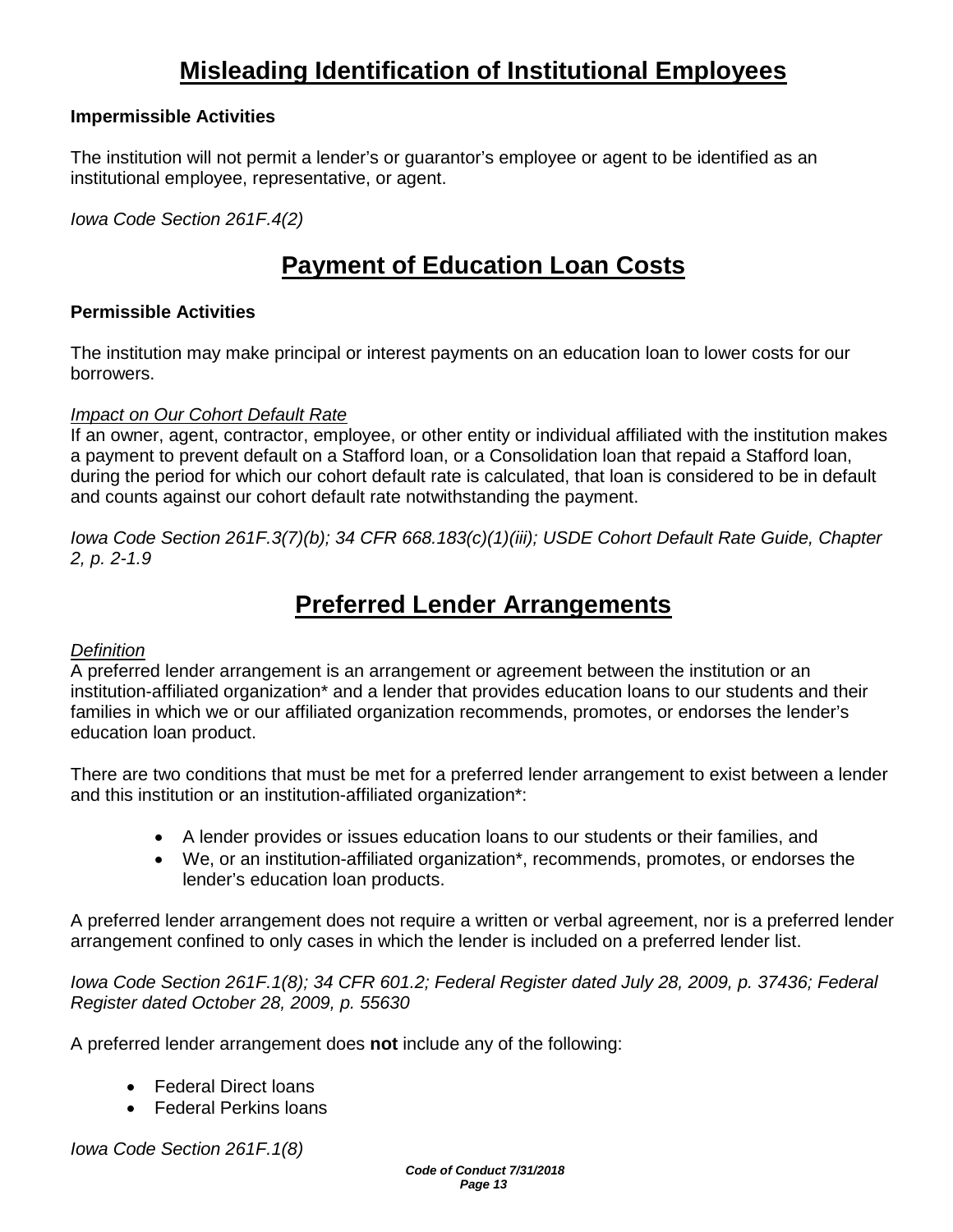# Misleading Identification of Institutional Employees

**Impermissible Activities**

The institution will not permit a lender's or guarantor's employee or agent to be identified as an institutional employee, representative, or agent.

*Iowa Code Section 261F.4(2)*

# Payment of Education Loan Costs

**Permissible Activities**

The institution may make principal or interest payments on an education loan to lower costs for our borrowers.

*Impact on Our Cohort Default Rate*

If an owner, agent, contractor, employee, or other entity or individual affiliated with the institution makes a payment to prevent default on a Stafford loan, or a Consolidation loan that repaid a Stafford loan, during the period for which our cohort default rate is calculated, that loan is considered to be in default and counts against our cohort default rate notwithstanding the payment.

*Iowa Code Section 261F.3(7)(b); 34 CFR 668.183(c)(1)(iii); USDE Cohort Default Rate Guide, Chapter 2, p. 2-1.9*

# Preferred Lender Arrangements

*Definition*

A preferred lender arrangement is an arrangement or agreement between the institution or an institution-affiliated organization* and a lender that provides education loans to our students and their families in which we or our affiliated organization recommends, promotes, or endorses the lender's education loan product.

There are two conditions that must be met for a preferred lender arrangement to exist between a lender and this institution or an institution-affiliated organization*:

- A lender provides or issues education loans to our students or their families, and
- We, or an institution-affiliated organization*, recommends, promotes, or endorses the lender's education loan products.

A preferred lender arrangement does not require a written or verbal agreement, nor is a preferred lender arrangement confined to only cases in which the lender is included on a preferred lender list.

*Iowa Code Section 261F.1(8); 34 CFR 601.2; Federal Register dated July 28, 2009, p. 37436; Federal Register dated October 28, 2009, p. 55630*

A preferred lender arrangement does **not** include any of the following:

- Federal Direct loans
- Federal Perkins loans

*Iowa Code Section 261F.1(8)*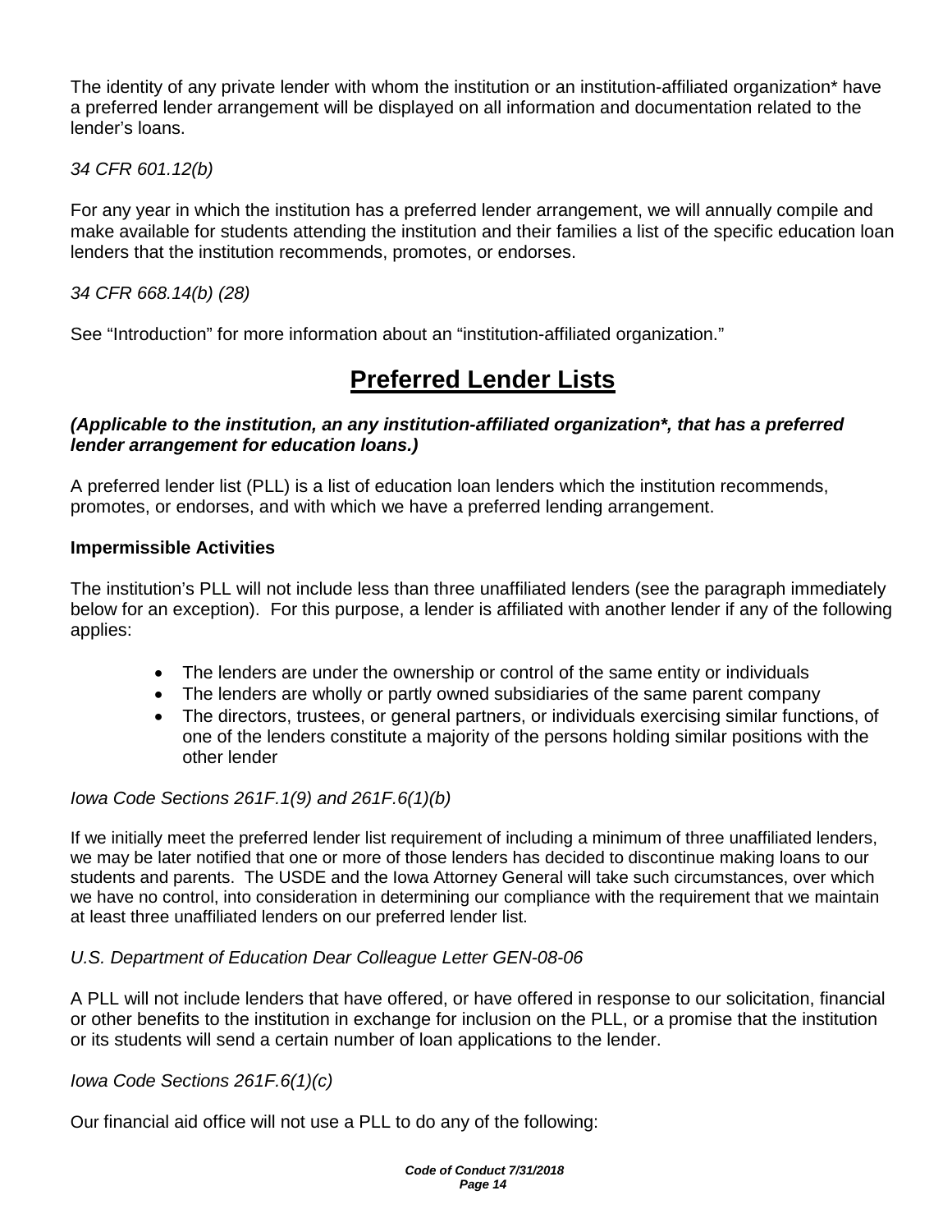The identity of any private lender with whom the institution or an institution-affiliated organization* have a preferred lender arrangement will be displayed on all information and documentation related to the lender's loans.

*34 CFR 601.12(b)*

For any year in which the institution has a preferred lender arrangement, we will annually compile and make available for students attending the institution and their families a list of the specific education loan lenders that the institution recommends, promotes, or endorses.

*34 CFR 668.14(b) (28)*

See "Introduction" for more information about an "institution-affiliated organization."

# Preferred Lender Lists

***(Applicable to the institution, an any institution-affiliated organization*, that has a preferred lender arrangement for education loans.)***

A preferred lender list (PLL) is a list of education loan lenders which the institution recommends, promotes, or endorses, and with which we have a preferred lending arrangement.

**Impermissible Activities**

The institution's PLL will not include less than three unaffiliated lenders (see the paragraph immediately below for an exception). For this purpose, a lender is affiliated with another lender if any of the following applies:

- The lenders are under the ownership or control of the same entity or individuals
- The lenders are wholly or partly owned subsidiaries of the same parent company
- The directors, trustees, or general partners, or individuals exercising similar functions, of one of the lenders constitute a majority of the persons holding similar positions with the other lender

*Iowa Code Sections 261F.1(9) and 261F.6(1)(b)*

If we initially meet the preferred lender list requirement of including a minimum of three unaffiliated lenders, we may be later notified that one or more of those lenders has decided to discontinue making loans to our students and parents. The USDE and the Iowa Attorney General will take such circumstances, over which we have no control, into consideration in determining our compliance with the requirement that we maintain at least three unaffiliated lenders on our preferred lender list.

*U.S. Department of Education Dear Colleague Letter GEN-08-06*

A PLL will not include lenders that have offered, or have offered in response to our solicitation, financial or other benefits to the institution in exchange for inclusion on the PLL, or a promise that the institution or its students will send a certain number of loan applications to the lender.

*Iowa Code Sections 261F.6(1)(c)*

Our financial aid office will not use a PLL to do any of the following: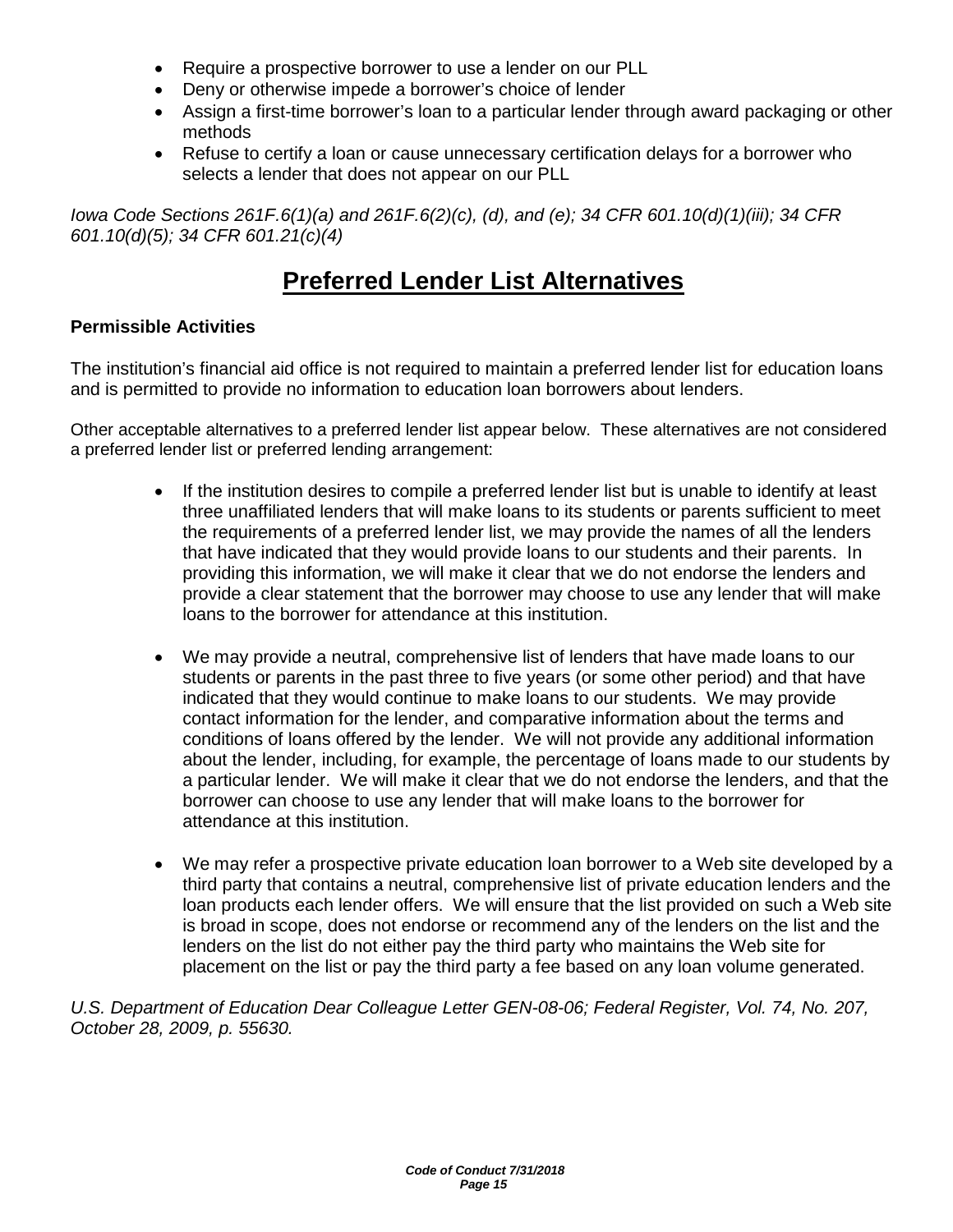- Require a prospective borrower to use a lender on our PLL
- Deny or otherwise impede a borrower's choice of lender
- Assign a first-time borrower's loan to a particular lender through award packaging or other methods
- Refuse to certify a loan or cause unnecessary certification delays for a borrower who selects a lender that does not appear on our PLL

*Iowa Code Sections 261F.6(1)(a) and 261F.6(2)(c), (d), and (e); 34 CFR 601.10(d)(1)(iii); 34 CFR 601.10(d)(5); 34 CFR 601.21(c)(4)*

# Preferred Lender List Alternatives

**Permissible Activities**

The institution's financial aid office is not required to maintain a preferred lender list for education loans and is permitted to provide no information to education loan borrowers about lenders.

Other acceptable alternatives to a preferred lender list appear below. These alternatives are not considered a preferred lender list or preferred lending arrangement:

- If the institution desires to compile a preferred lender list but is unable to identify at least three unaffiliated lenders that will make loans to its students or parents sufficient to meet the requirements of a preferred lender list, we may provide the names of all the lenders that have indicated that they would provide loans to our students and their parents. In providing this information, we will make it clear that we do not endorse the lenders and provide a clear statement that the borrower may choose to use any lender that will make loans to the borrower for attendance at this institution.

- We may provide a neutral, comprehensive list of lenders that have made loans to our students or parents in the past three to five years (or some other period) and that have indicated that they would continue to make loans to our students. We may provide contact information for the lender, and comparative information about the terms and conditions of loans offered by the lender. We will not provide any additional information about the lender, including, for example, the percentage of loans made to our students by a particular lender. We will make it clear that we do not endorse the lenders, and that the borrower can choose to use any lender that will make loans to the borrower for attendance at this institution.

- We may refer a prospective private education loan borrower to a Web site developed by a third party that contains a neutral, comprehensive list of private education lenders and the loan products each lender offers. We will ensure that the list provided on such a Web site is broad in scope, does not endorse or recommend any of the lenders on the list and the lenders on the list do not either pay the third party who maintains the Web site for placement on the list or pay the third party a fee based on any loan volume generated.

*U.S. Department of Education Dear Colleague Letter GEN-08-06; Federal Register, Vol. 74, No. 207, October 28, 2009, p. 55630.*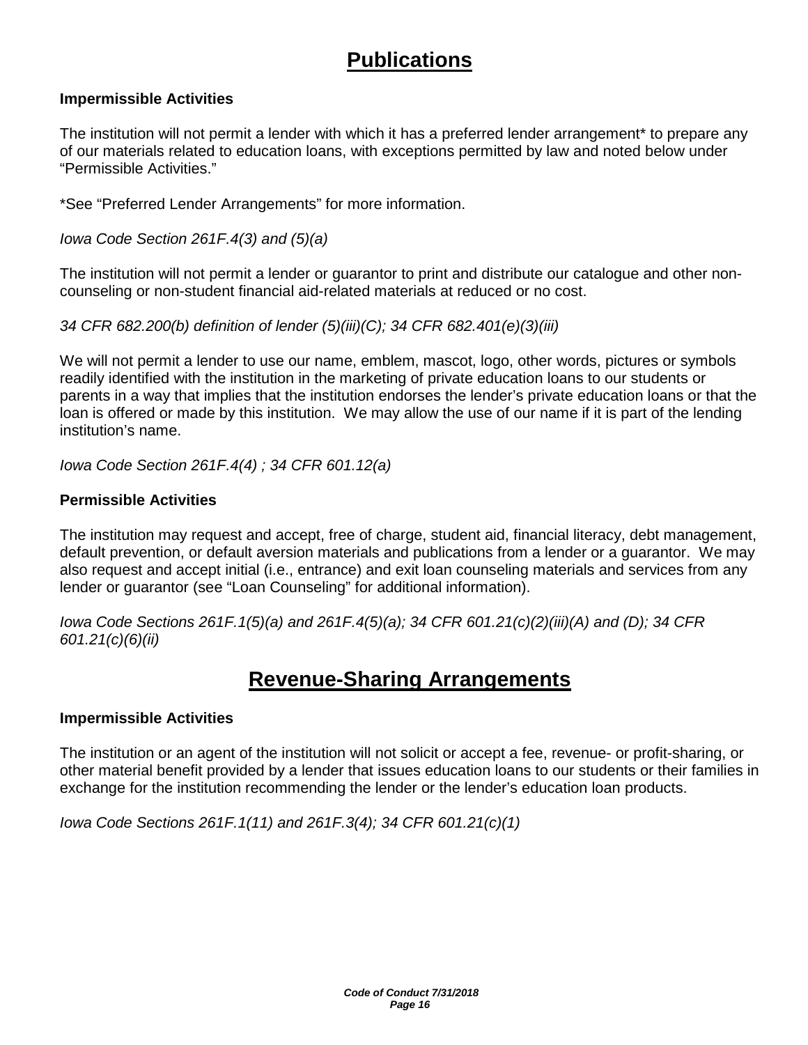# Publications

### Impermissible Activities

The institution will not permit a lender with which it has a preferred lender arrangement* to prepare any of our materials related to education loans, with exceptions permitted by law and noted below under "Permissible Activities."

*See "Preferred Lender Arrangements" for more information.

*Iowa Code Section 261F.4(3) and (5)(a)*

The institution will not permit a lender or guarantor to print and distribute our catalogue and other non-counseling or non-student financial aid-related materials at reduced or no cost.

*34 CFR 682.200(b) definition of lender (5)(iii)(C); 34 CFR 682.401(e)(3)(iii)*

We will not permit a lender to use our name, emblem, mascot, logo, other words, pictures or symbols readily identified with the institution in the marketing of private education loans to our students or parents in a way that implies that the institution endorses the lender's private education loans or that the loan is offered or made by this institution. We may allow the use of our name if it is part of the lending institution's name.

*Iowa Code Section 261F.4(4) ; 34 CFR 601.12(a)*

### Permissible Activities

The institution may request and accept, free of charge, student aid, financial literacy, debt management, default prevention, or default aversion materials and publications from a lender or a guarantor. We may also request and accept initial (i.e., entrance) and exit loan counseling materials and services from any lender or guarantor (see "Loan Counseling" for additional information).

*Iowa Code Sections 261F.1(5)(a) and 261F.4(5)(a); 34 CFR 601.21(c)(2)(iii)(A) and (D); 34 CFR 601.21(c)(6)(ii)*

# Revenue-Sharing Arrangements

### Impermissible Activities

The institution or an agent of the institution will not solicit or accept a fee, revenue- or profit-sharing, or other material benefit provided by a lender that issues education loans to our students or their families in exchange for the institution recommending the lender or the lender's education loan products.

*Iowa Code Sections 261F.1(11) and 261F.3(4); 34 CFR 601.21(c)(1)*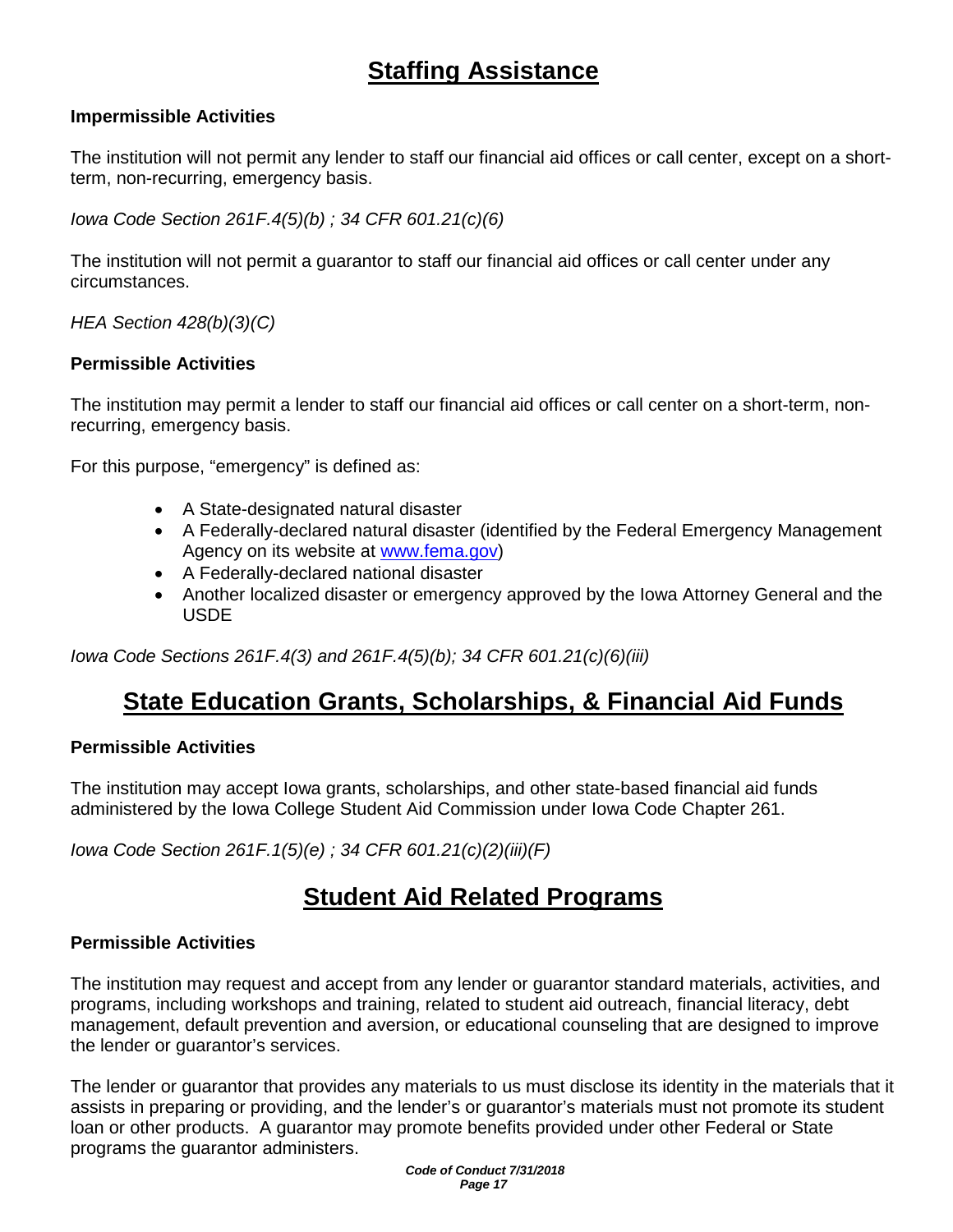# Staffing Assistance

### Impermissible Activities

The institution will not permit any lender to staff our financial aid offices or call center, except on a short-term, non-recurring, emergency basis.

*Iowa Code Section 261F.4(5)(b) ; 34 CFR 601.21(c)(6)*

The institution will not permit a guarantor to staff our financial aid offices or call center under any circumstances.

*HEA Section 428(b)(3)(C)*

### Permissible Activities

The institution may permit a lender to staff our financial aid offices or call center on a short-term, non-recurring, emergency basis.

For this purpose, "emergency" is defined as:

- A State-designated natural disaster
- A Federally-declared natural disaster (identified by the Federal Emergency Management Agency on its website at www.fema.gov)
- A Federally-declared national disaster
- Another localized disaster or emergency approved by the Iowa Attorney General and the USDE

*Iowa Code Sections 261F.4(3) and 261F.4(5)(b); 34 CFR 601.21(c)(6)(iii)*

# State Education Grants, Scholarships, & Financial Aid Funds

### Permissible Activities

The institution may accept Iowa grants, scholarships, and other state-based financial aid funds administered by the Iowa College Student Aid Commission under Iowa Code Chapter 261.

*Iowa Code Section 261F.1(5)(e) ; 34 CFR 601.21(c)(2)(iii)(F)*

# Student Aid Related Programs

### Permissible Activities

The institution may request and accept from any lender or guarantor standard materials, activities, and programs, including workshops and training, related to student aid outreach, financial literacy, debt management, default prevention and aversion, or educational counseling that are designed to improve the lender or guarantor's services.

The lender or guarantor that provides any materials to us must disclose its identity in the materials that it assists in preparing or providing, and the lender's or guarantor's materials must not promote its student loan or other products. A guarantor may promote benefits provided under other Federal or State programs the guarantor administers.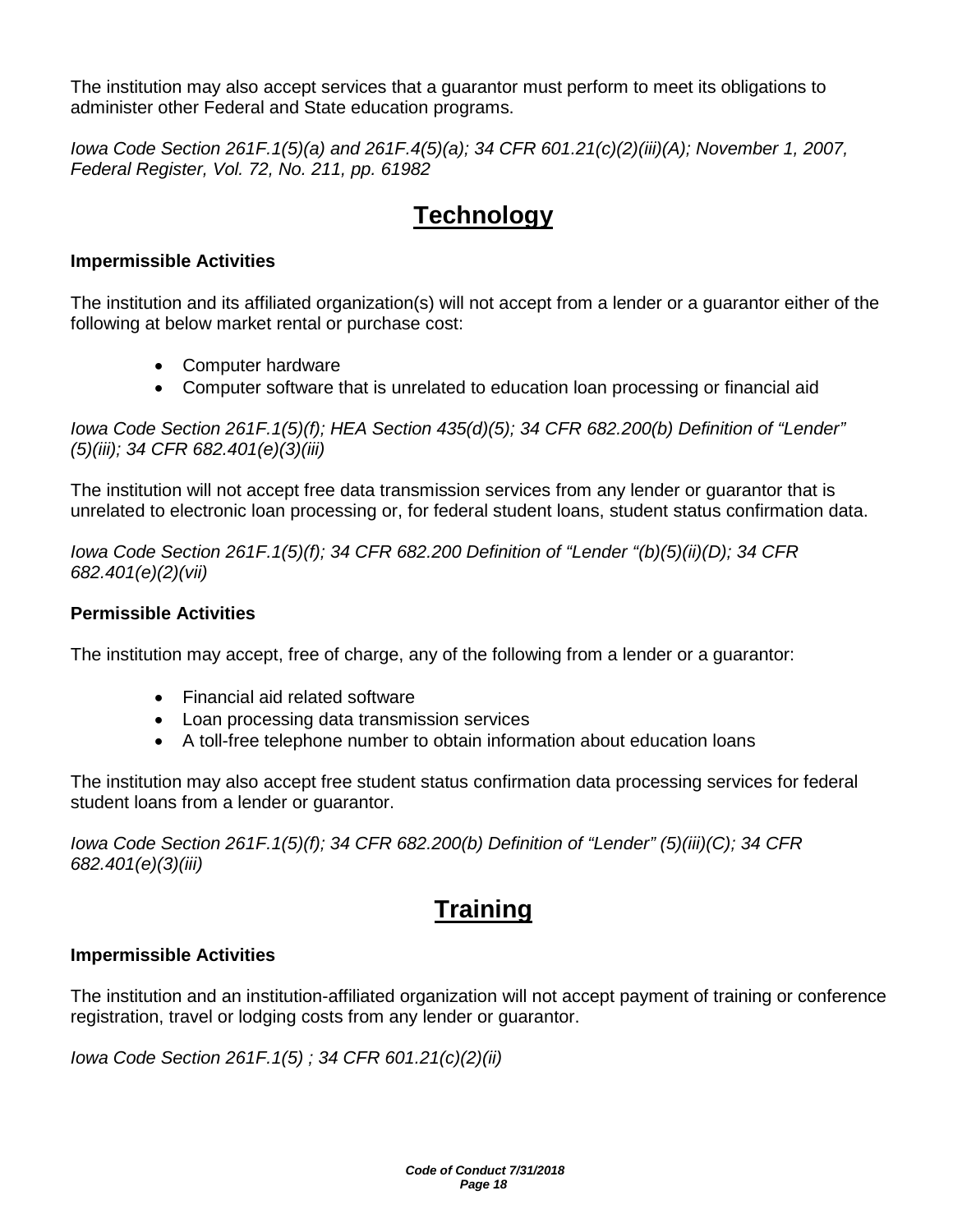The institution may also accept services that a guarantor must perform to meet its obligations to administer other Federal and State education programs.

*Iowa Code Section 261F.1(5)(a) and 261F.4(5)(a); 34 CFR 601.21(c)(2)(iii)(A); November 1, 2007, Federal Register, Vol. 72, No. 211, pp. 61982*

## Technology

### Impermissible Activities

The institution and its affiliated organization(s) will not accept from a lender or a guarantor either of the following at below market rental or purchase cost:

- Computer hardware
- Computer software that is unrelated to education loan processing or financial aid

*Iowa Code Section 261F.1(5)(f); HEA Section 435(d)(5); 34 CFR 682.200(b) Definition of "Lender" (5)(iii); 34 CFR 682.401(e)(3)(iii)*

The institution will not accept free data transmission services from any lender or guarantor that is unrelated to electronic loan processing or, for federal student loans, student status confirmation data.

*Iowa Code Section 261F.1(5)(f); 34 CFR 682.200 Definition of "Lender "(b)(5)(ii)(D); 34 CFR 682.401(e)(2)(vii)*

### Permissible Activities

The institution may accept, free of charge, any of the following from a lender or a guarantor:

- Financial aid related software
- Loan processing data transmission services
- A toll-free telephone number to obtain information about education loans

The institution may also accept free student status confirmation data processing services for federal student loans from a lender or guarantor.

*Iowa Code Section 261F.1(5)(f); 34 CFR 682.200(b) Definition of "Lender" (5)(iii)(C); 34 CFR 682.401(e)(3)(iii)*

## Training

### Impermissible Activities

The institution and an institution-affiliated organization will not accept payment of training or conference registration, travel or lodging costs from any lender or guarantor.

*Iowa Code Section 261F.1(5) ; 34 CFR 601.21(c)(2)(ii)*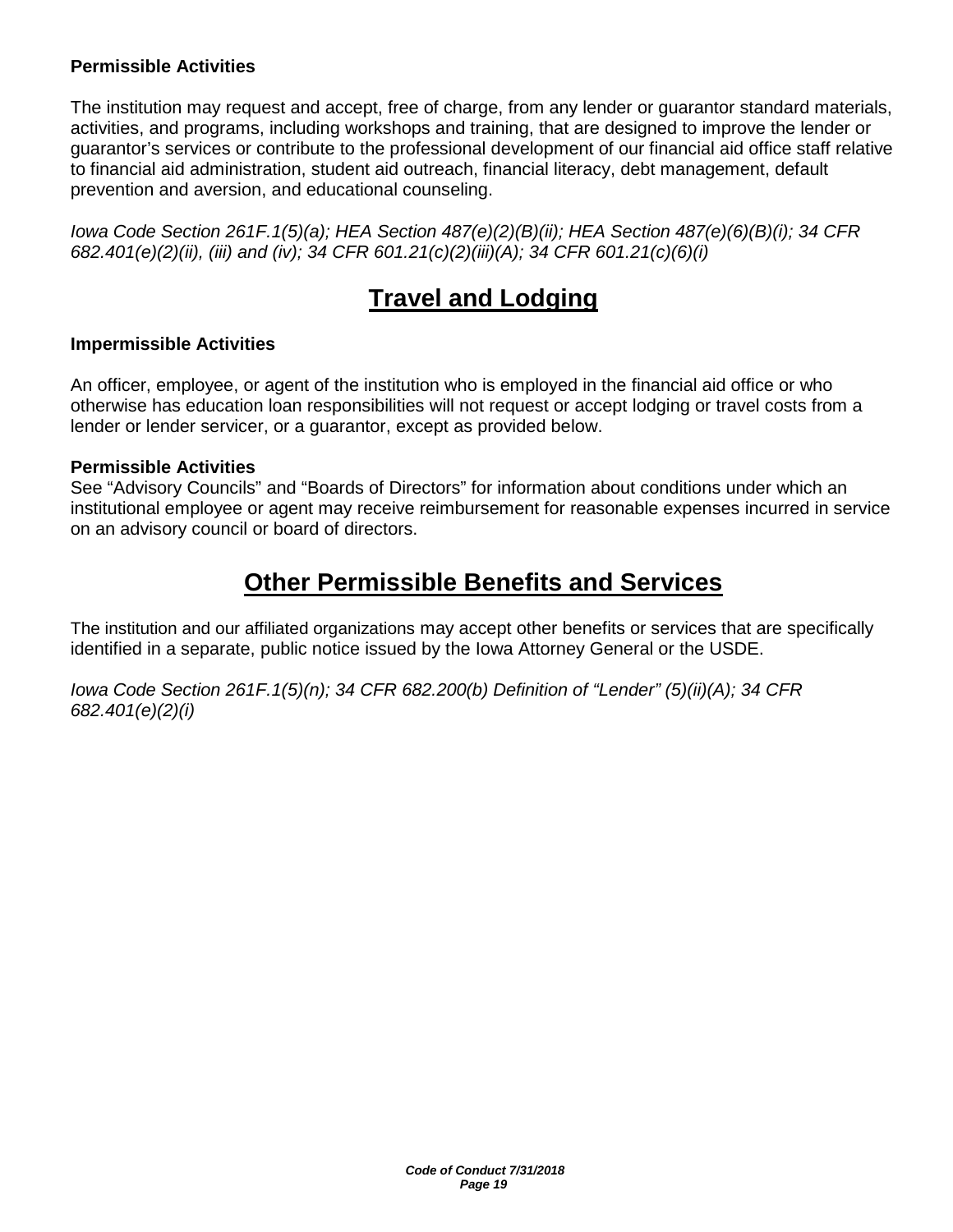**Permissible Activities**

The institution may request and accept, free of charge, from any lender or guarantor standard materials, activities, and programs, including workshops and training, that are designed to improve the lender or guarantor's services or contribute to the professional development of our financial aid office staff relative to financial aid administration, student aid outreach, financial literacy, debt management, default prevention and aversion, and educational counseling.

*Iowa Code Section 261F.1(5)(a); HEA Section 487(e)(2)(B)(ii); HEA Section 487(e)(6)(B)(i); 34 CFR 682.401(e)(2)(ii), (iii) and (iv); 34 CFR 601.21(c)(2)(iii)(A); 34 CFR 601.21(c)(6)(i)*

## Travel and Lodging

**Impermissible Activities**

An officer, employee, or agent of the institution who is employed in the financial aid office or who otherwise has education loan responsibilities will not request or accept lodging or travel costs from a lender or lender servicer, or a guarantor, except as provided below.

**Permissible Activities**

See "Advisory Councils" and "Boards of Directors" for information about conditions under which an institutional employee or agent may receive reimbursement for reasonable expenses incurred in service on an advisory council or board of directors.

## Other Permissible Benefits and Services

The institution and our affiliated organizations may accept other benefits or services that are specifically identified in a separate, public notice issued by the Iowa Attorney General or the USDE.

*Iowa Code Section 261F.1(5)(n); 34 CFR 682.200(b) Definition of "Lender" (5)(ii)(A); 34 CFR 682.401(e)(2)(i)*